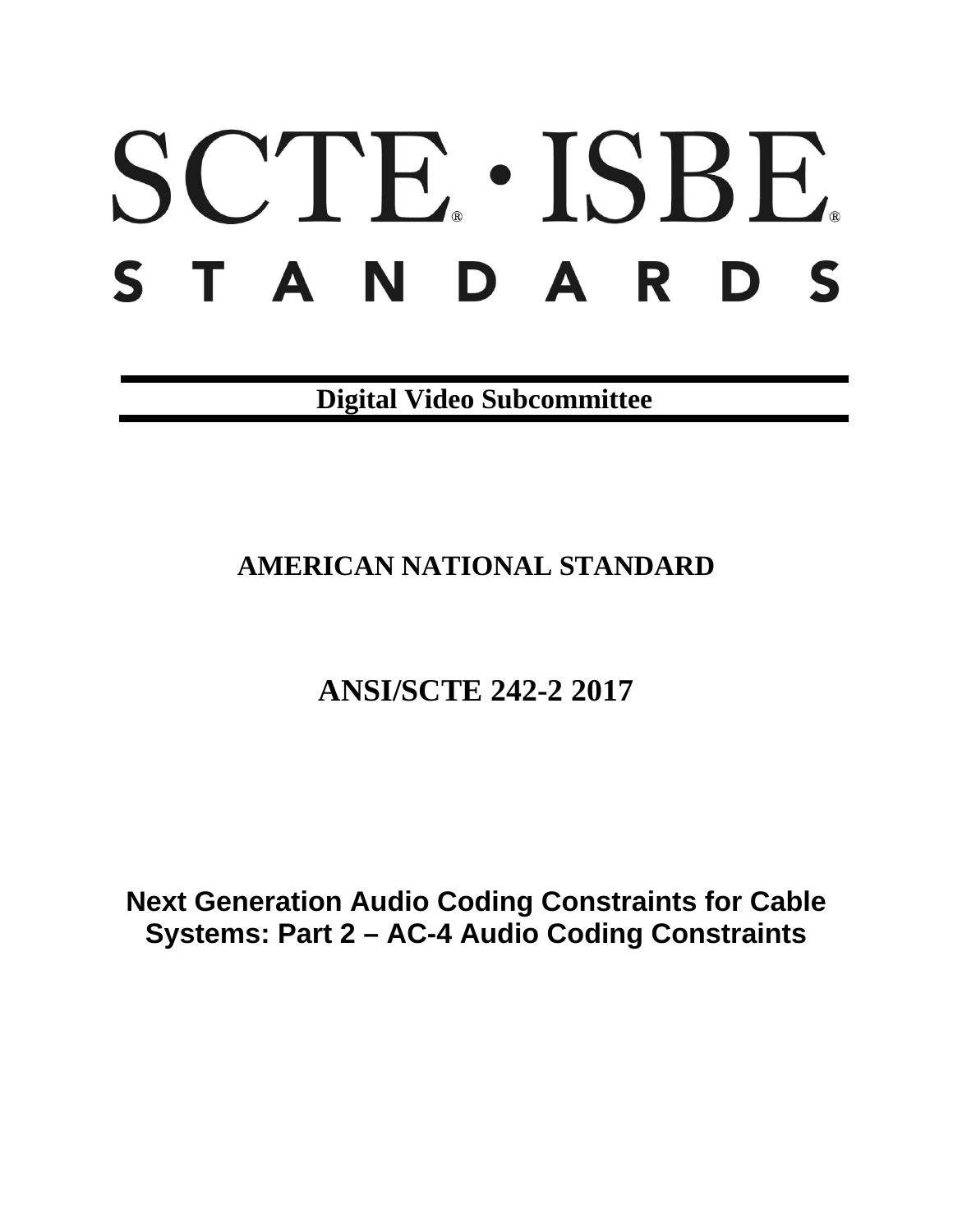# SCTE · ISBE
# STANDARDS

**Digital Video Subcommittee**

## AMERICAN NATIONAL STANDARD

## ANSI/SCTE 242-2 2017

# Next Generation Audio Coding Constraints for Cable Systems: Part 2 – AC-4 Audio Coding Constraints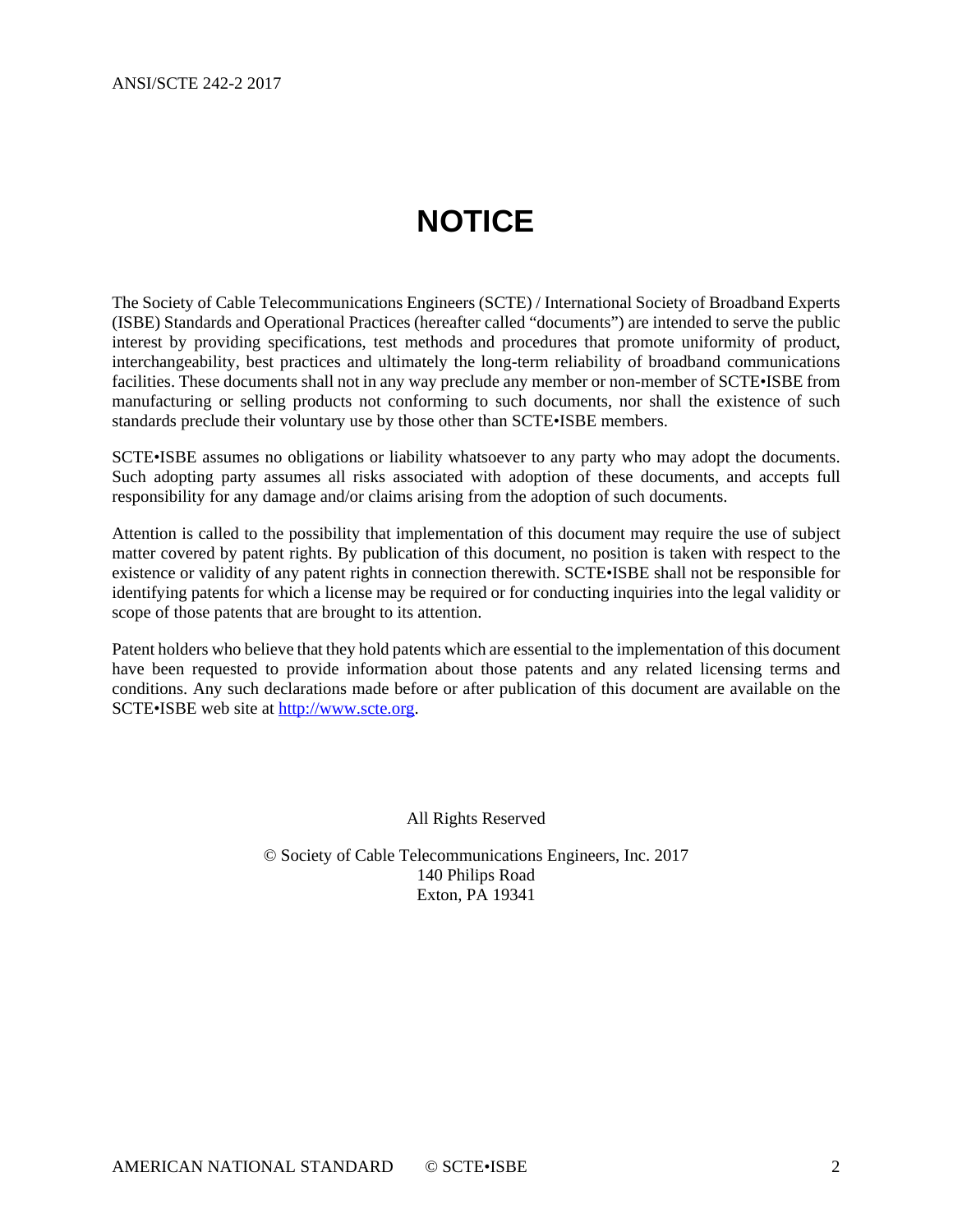# NOTICE

The Society of Cable Telecommunications Engineers (SCTE) / International Society of Broadband Experts (ISBE) Standards and Operational Practices (hereafter called "documents") are intended to serve the public interest by providing specifications, test methods and procedures that promote uniformity of product, interchangeability, best practices and ultimately the long-term reliability of broadband communications facilities. These documents shall not in any way preclude any member or non-member of SCTE•ISBE from manufacturing or selling products not conforming to such documents, nor shall the existence of such standards preclude their voluntary use by those other than SCTE•ISBE members.

SCTE•ISBE assumes no obligations or liability whatsoever to any party who may adopt the documents. Such adopting party assumes all risks associated with adoption of these documents, and accepts full responsibility for any damage and/or claims arising from the adoption of such documents.

Attention is called to the possibility that implementation of this document may require the use of subject matter covered by patent rights. By publication of this document, no position is taken with respect to the existence or validity of any patent rights in connection therewith. SCTE•ISBE shall not be responsible for identifying patents for which a license may be required or for conducting inquiries into the legal validity or scope of those patents that are brought to its attention.

Patent holders who believe that they hold patents which are essential to the implementation of this document have been requested to provide information about those patents and any related licensing terms and conditions. Any such declarations made before or after publication of this document are available on the SCTE•ISBE web site at [http://www.scte.org](http://www.scte.org).

All Rights Reserved

© Society of Cable Telecommunications Engineers, Inc. 2017
140 Philips Road
Exton, PA 19341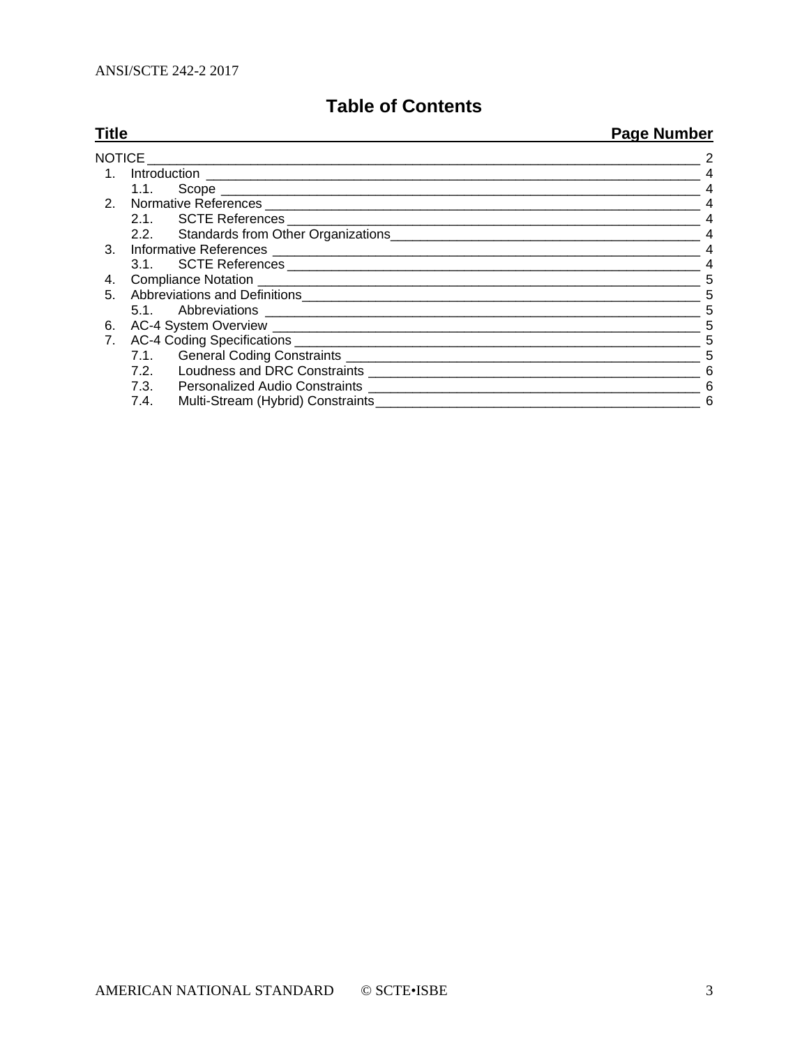# Table of Contents

| Title | Page Number |
|---|---|
| NOTICE | 2 |
| 1. Introduction | 4 |
| 1.1. Scope | 4 |
| 2. Normative References | 4 |
| 2.1. SCTE References | 4 |
| 2.2. Standards from Other Organizations | 4 |
| 3. Informative References | 4 |
| 3.1. SCTE References | 4 |
| 4. Compliance Notation | 5 |
| 5. Abbreviations and Definitions | 5 |
| 5.1. Abbreviations | 5 |
| 6. AC-4 System Overview | 5 |
| 7. AC-4 Coding Specifications | 5 |
| 7.1. General Coding Constraints | 5 |
| 7.2. Loudness and DRC Constraints | 6 |
| 7.3. Personalized Audio Constraints | 6 |
| 7.4. Multi-Stream (Hybrid) Constraints | 6 |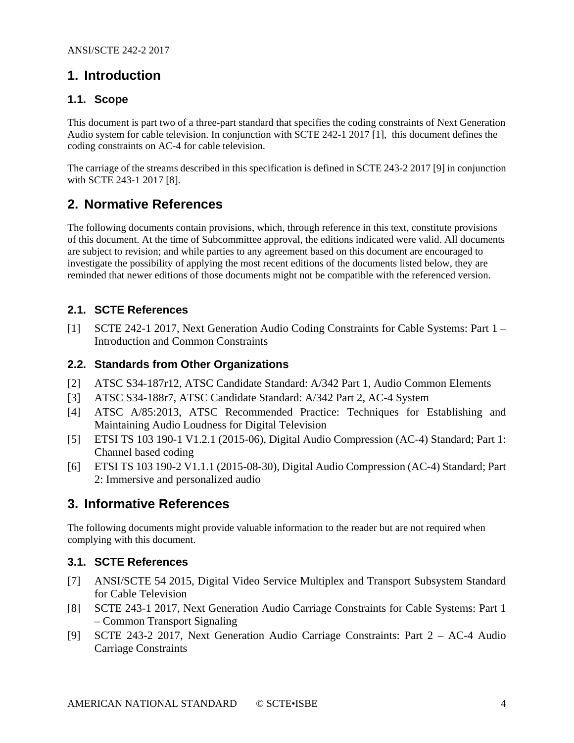# 1. Introduction

## 1.1. Scope

This document is part two of a three-part standard that specifies the coding constraints of Next Generation Audio system for cable television. In conjunction with SCTE 242-1 2017 [1], this document defines the coding constraints on AC-4 for cable television.

The carriage of the streams described in this specification is defined in SCTE 243-2 2017 [9] in conjunction with SCTE 243-1 2017 [8].

# 2. Normative References

The following documents contain provisions, which, through reference in this text, constitute provisions of this document. At the time of Subcommittee approval, the editions indicated were valid. All documents are subject to revision; and while parties to any agreement based on this document are encouraged to investigate the possibility of applying the most recent editions of the documents listed below, they are reminded that newer editions of those documents might not be compatible with the referenced version.

## 2.1. SCTE References

[1] SCTE 242-1 2017, Next Generation Audio Coding Constraints for Cable Systems: Part 1 – Introduction and Common Constraints

## 2.2. Standards from Other Organizations

[2] ATSC S34-187r12, ATSC Candidate Standard: A/342 Part 1, Audio Common Elements

[3] ATSC S34-188r7, ATSC Candidate Standard: A/342 Part 2, AC-4 System

[4] ATSC A/85:2013, ATSC Recommended Practice: Techniques for Establishing and Maintaining Audio Loudness for Digital Television

[5] ETSI TS 103 190-1 V1.2.1 (2015-06), Digital Audio Compression (AC-4) Standard; Part 1: Channel based coding

[6] ETSI TS 103 190-2 V1.1.1 (2015-08-30), Digital Audio Compression (AC-4) Standard; Part 2: Immersive and personalized audio

# 3. Informative References

The following documents might provide valuable information to the reader but are not required when complying with this document.

## 3.1. SCTE References

[7] ANSI/SCTE 54 2015, Digital Video Service Multiplex and Transport Subsystem Standard for Cable Television

[8] SCTE 243-1 2017, Next Generation Audio Carriage Constraints for Cable Systems: Part 1 – Common Transport Signaling

[9] SCTE 243-2 2017, Next Generation Audio Carriage Constraints: Part 2 – AC-4 Audio Carriage Constraints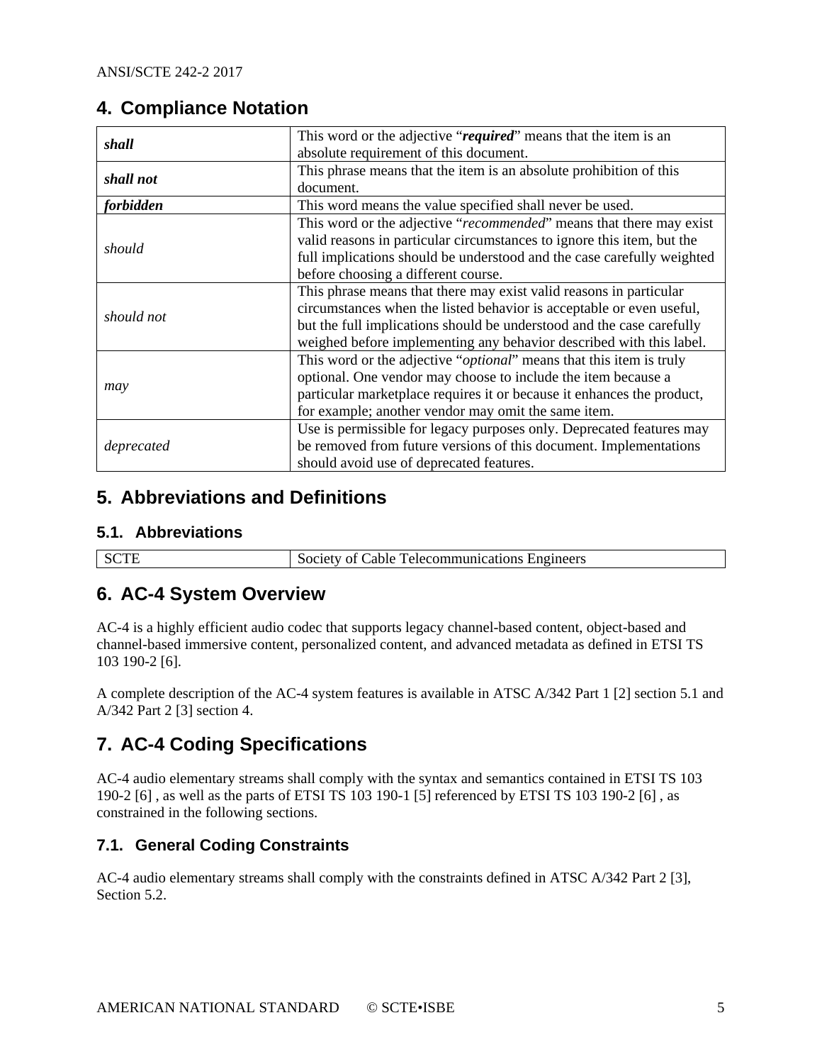## 4. Compliance Notation

| | |
|---|---|
| ***shall*** | This word or the adjective "***required***" means that the item is an absolute requirement of this document. |
| ***shall not*** | This phrase means that the item is an absolute prohibition of this document. |
| ***forbidden*** | This word means the value specified shall never be used. |
| *should* | This word or the adjective "*recommended*" means that there may exist valid reasons in particular circumstances to ignore this item, but the full implications should be understood and the case carefully weighted before choosing a different course. |
| *should not* | This phrase means that there may exist valid reasons in particular circumstances when the listed behavior is acceptable or even useful, but the full implications should be understood and the case carefully weighed before implementing any behavior described with this label. |
| *may* | This word or the adjective "*optional*" means that this item is truly optional. One vendor may choose to include the item because a particular marketplace requires it or because it enhances the product, for example; another vendor may omit the same item. |
| *deprecated* | Use is permissible for legacy purposes only. Deprecated features may be removed from future versions of this document. Implementations should avoid use of deprecated features. |

## 5. Abbreviations and Definitions

### 5.1. Abbreviations

| | |
|---|---|
| SCTE | Society of Cable Telecommunications Engineers |

## 6. AC-4 System Overview

AC-4 is a highly efficient audio codec that supports legacy channel-based content, object-based and channel-based immersive content, personalized content, and advanced metadata as defined in ETSI TS 103 190-2 [6].

A complete description of the AC-4 system features is available in ATSC A/342 Part 1 [2] section 5.1 and A/342 Part 2 [3] section 4.

## 7. AC-4 Coding Specifications

AC-4 audio elementary streams shall comply with the syntax and semantics contained in ETSI TS 103 190-2 [6] , as well as the parts of ETSI TS 103 190-1 [5] referenced by ETSI TS 103 190-2 [6] , as constrained in the following sections.

### 7.1. General Coding Constraints

AC-4 audio elementary streams shall comply with the constraints defined in ATSC A/342 Part 2 [3], Section 5.2.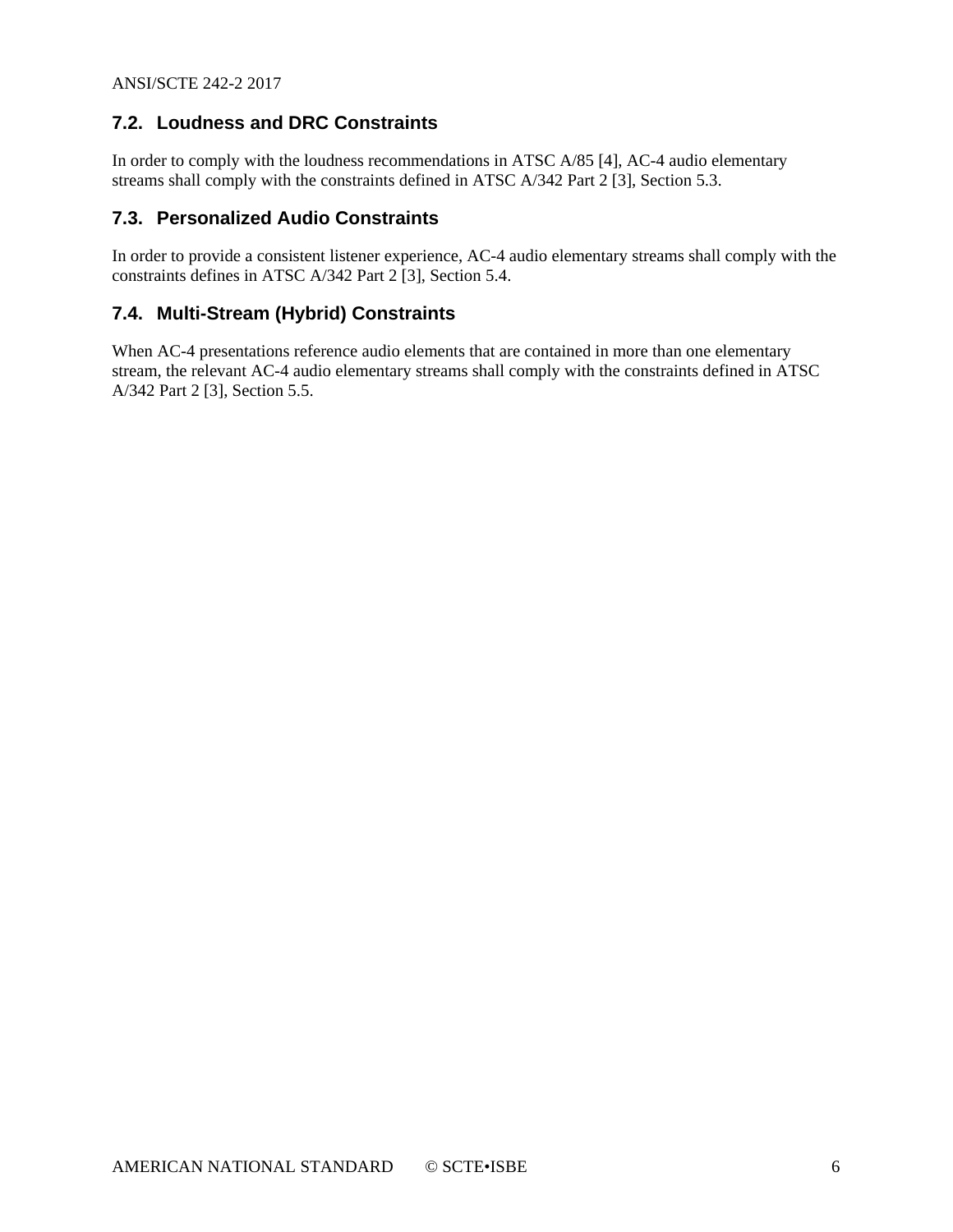## 7.2. Loudness and DRC Constraints

In order to comply with the loudness recommendations in ATSC A/85 [4], AC-4 audio elementary streams shall comply with the constraints defined in ATSC A/342 Part 2 [3], Section 5.3.

## 7.3. Personalized Audio Constraints

In order to provide a consistent listener experience, AC-4 audio elementary streams shall comply with the constraints defines in ATSC A/342 Part 2 [3], Section 5.4.

## 7.4. Multi-Stream (Hybrid) Constraints

When AC-4 presentations reference audio elements that are contained in more than one elementary stream, the relevant AC-4 audio elementary streams shall comply with the constraints defined in ATSC A/342 Part 2 [3], Section 5.5.